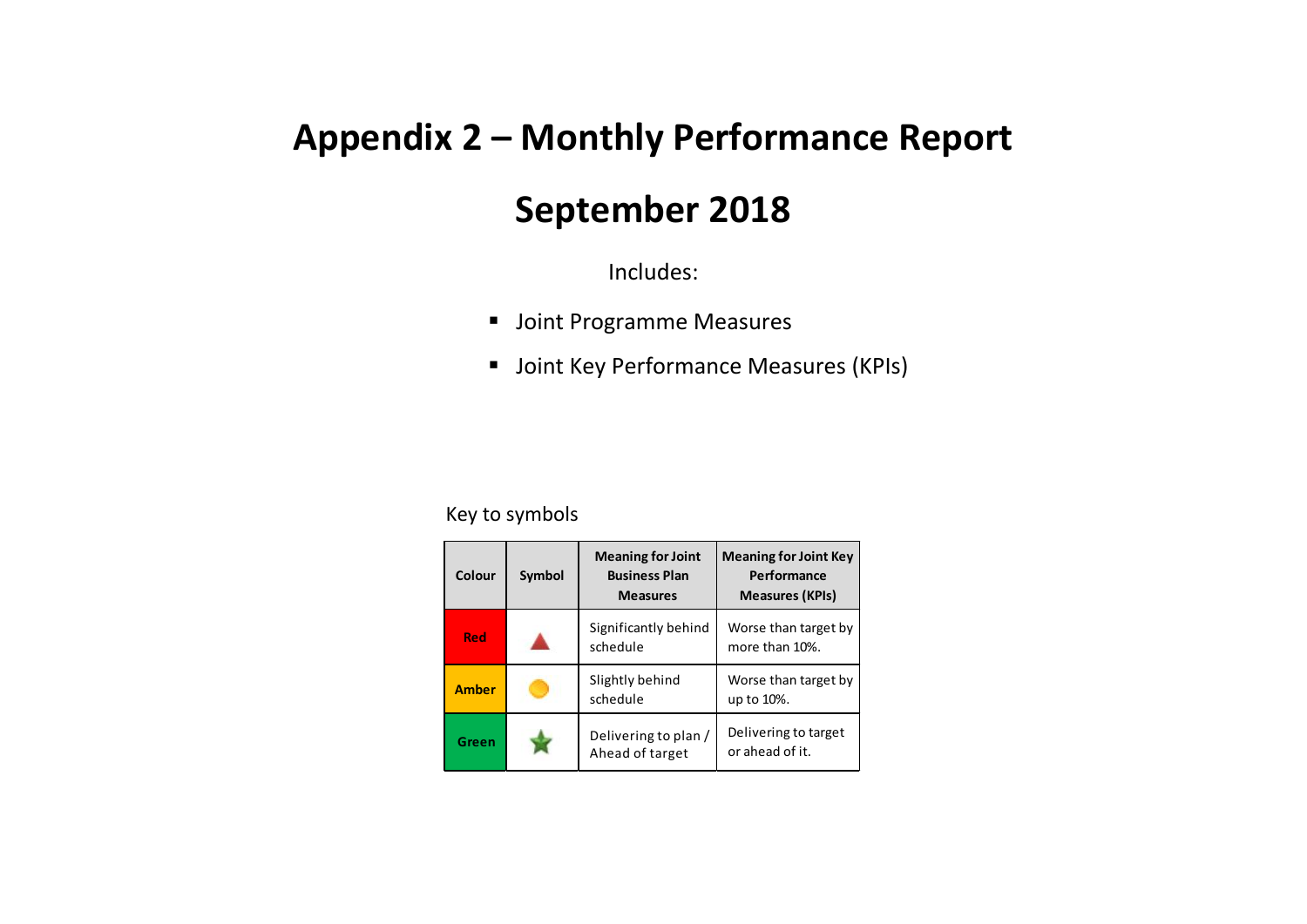# Appendix 2 – Monthly Performance Report

# September 2018

Includes:

- Joint Programme Measures
- Joint Key Performance Measures (KPIs)

Key to symbols

| Colour | Symbol | Meaning for Joint Business Plan Measures | Meaning for Joint Key Performance Measures (KPIs) |
|---|---|---|---|
| Red | ▲ | Significantly behind schedule | Worse than target by more than 10%. |
| Amber | ● | Slightly behind schedule | Worse than target by up to 10%. |
| Green | ★ | Delivering to plan / Ahead of target | Delivering to target or ahead of it. |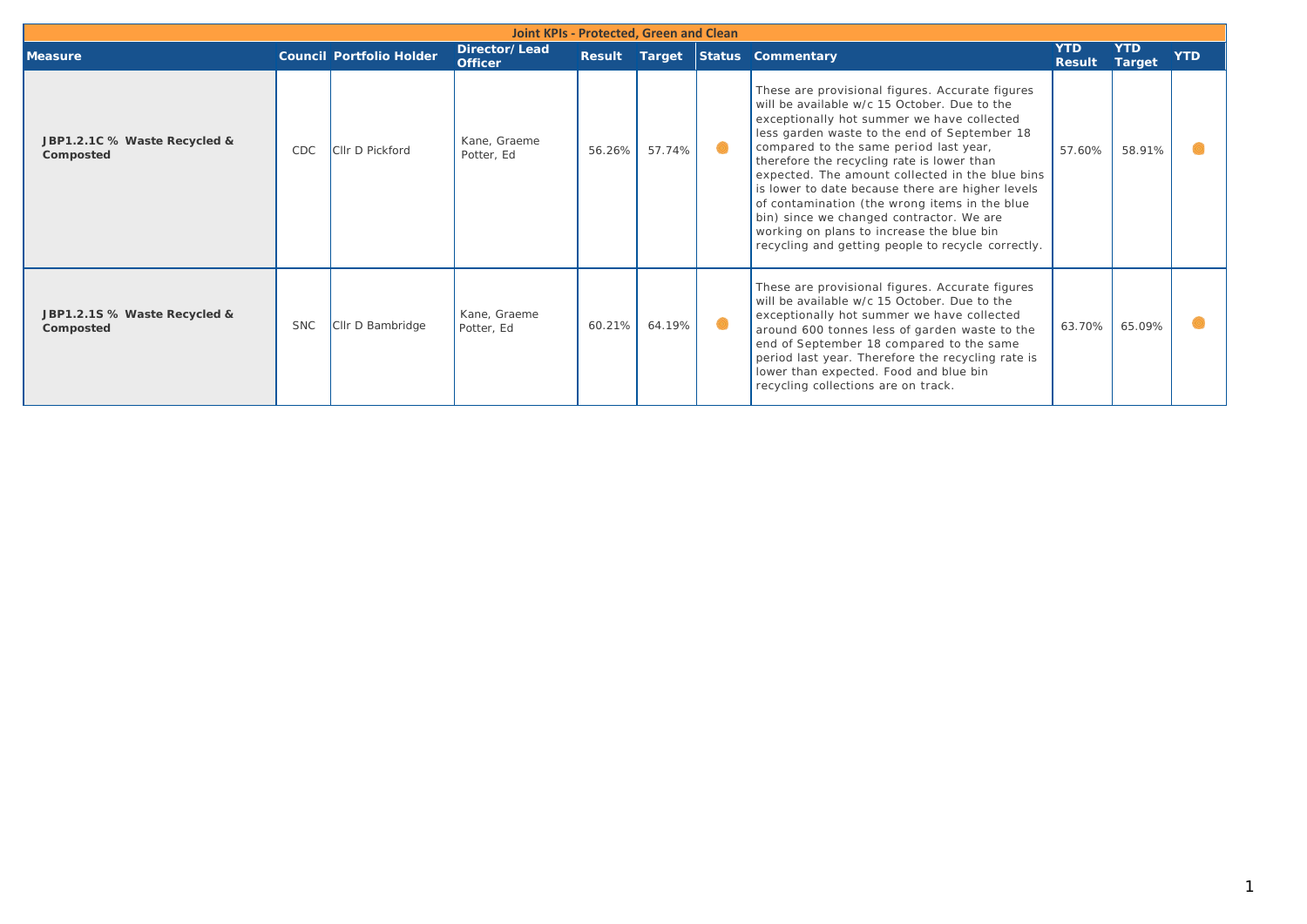| Joint KPIs - Protected, Green and Clean | | | | | | | | | | |
|---|---|---|---|---|---|---|---|---|---|---|
| **Measure** | **Council** | **Portfolio Holder** | **Director/ Lead Officer** | **Result** | **Target** | **Status** | **Commentary** | **YTD Result** | **YTD Target** | **YTD** |
| **JBP1.2.1C % Waste Recycled & Composted** | CDC | Cllr D Pickford | Kane, Graeme<br>Potter, Ed | 56.26% | 57.74% | ● | These are provisional figures. Accurate figures will be available w/c 15 October. Due to the exceptionally hot summer we have collected less garden waste to the end of September 18 compared to the same period last year, therefore the recycling rate is lower than expected. The amount collected in the blue bins is lower to date because there are higher levels of contamination (the wrong items in the blue bin) since we changed contractor. We are working on plans to increase the blue bin recycling and getting people to recycle correctly. | 57.60% | 58.91% | ● |
| **JBP1.2.1S % Waste Recycled & Composted** | SNC | Cllr D Bambridge | Kane, Graeme<br>Potter, Ed | 60.21% | 64.19% | ● | These are provisional figures. Accurate figures will be available w/c 15 October. Due to the exceptionally hot summer we have collected around 600 tonnes less of garden waste to the end of September 18 compared to the same period last year. Therefore the recycling rate is lower than expected. Food and blue bin recycling collections are on track. | 63.70% | 65.09% | ● |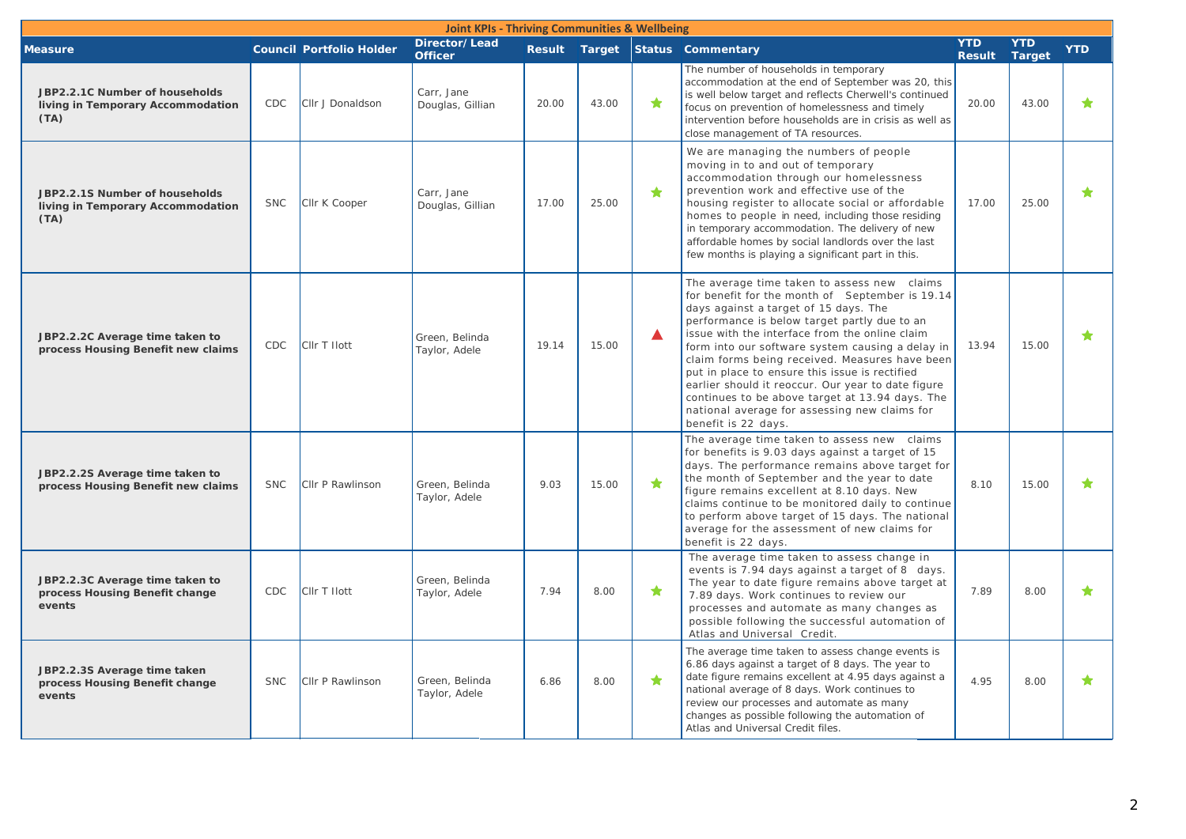| Joint KPIs - Thriving Communities & Wellbeing | | | | | | | | | | |
|---|---|---|---|---|---|---|---|---|---|---|
| **Measure** | | **Council Portfolio Holder** | **Director/ Lead Officer** | **Result** | **Target** | **Status** | **Commentary** | **YTD Result** | **YTD Target** | **YTD** |
| **JBP2.2.1C Number of households living in Temporary Accommodation (TA)** | CDC | Cllr J Donaldson | Carr, Jane Douglas, Gillian | 20.00 | 43.00 | ★ | The number of households in temporary accommodation at the end of September was 20, this is well below target and reflects Cherwell's continued focus on prevention of homelessness and timely intervention before households are in crisis as well as close management of TA resources. | 20.00 | 43.00 | ★ |
| **JBP2.2.1S Number of households living in Temporary Accommodation (TA)** | SNC | Cllr K Cooper | Carr, Jane Douglas, Gillian | 17.00 | 25.00 | ★ | We are managing the numbers of people moving in to and out of temporary accommodation through our homelessness prevention work and effective use of the housing register to allocate social or affordable homes to people in need, including those residing in temporary accommodation. The delivery of new affordable homes by social landlords over the last few months is playing a significant part in this. | 17.00 | 25.00 | ★ |
| **JBP2.2.2C Average time taken to process Housing Benefit new claims** | CDC | Cllr T Ilott | Green, Belinda Taylor, Adele | 19.14 | 15.00 | ▲ | The average time taken to assess new claims for benefit for the month of September is 19.14 days against a target of 15 days. The performance is below target partly due to an issue with the interface from the online claim form into our software system causing a delay in claim forms being received. Measures have been put in place to ensure this issue is rectified earlier should it reoccur. Our year to date figure continues to be above target at 13.94 days. The national average for assessing new claims for benefit is 22 days. | 13.94 | 15.00 | ★ |
| **JBP2.2.2S Average time taken to process Housing Benefit new claims** | SNC | Cllr P Rawlinson | Green, Belinda Taylor, Adele | 9.03 | 15.00 | ★ | The average time taken to assess new claims for benefits is 9.03 days against a target of 15 days. The performance remains above target for the month of September and the year to date figure remains excellent at 8.10 days. New claims continue to be monitored daily to continue to perform above target of 15 days. The national average for the assessment of new claims for benefit is 22 days. | 8.10 | 15.00 | ★ |
| **JBP2.2.3C Average time taken to process Housing Benefit change events** | CDC | Cllr T Ilott | Green, Belinda Taylor, Adele | 7.94 | 8.00 | ★ | The average time taken to assess change in events is 7.94 days against a target of 8 days. The year to date figure remains above target at 7.89 days. Work continues to review our processes and automate as many changes as possible following the successful automation of Atlas and Universal Credit. | 7.89 | 8.00 | ★ |
| **JBP2.2.3S Average time taken process Housing Benefit change events** | SNC | Cllr P Rawlinson | Green, Belinda Taylor, Adele | 6.86 | 8.00 | ★ | The average time taken to assess change events is 6.86 days against a target of 8 days. The year to date figure remains excellent at 4.95 days against a national average of 8 days. Work continues to review our processes and automate as many changes as possible following the automation of Atlas and Universal Credit files. | 4.95 | 8.00 | ★ |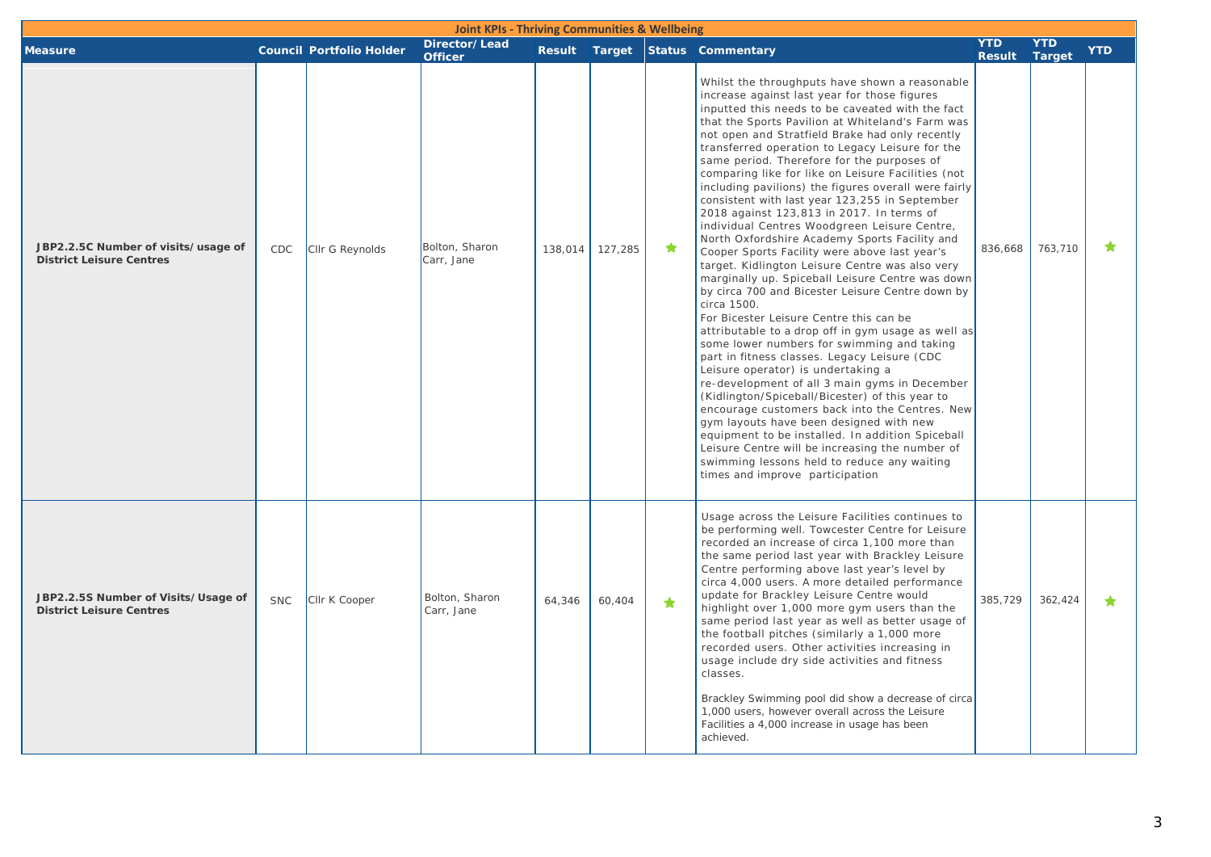| Joint KPIs - Thriving Communities & Wellbeing | | | | | | | | | | |
|---|---|---|---|---|---|---|---|---|---|---|
| **Measure** | | **Council Portfolio Holder** | **Director/ Lead Officer** | **Result** | **Target** | **Status** | **Commentary** | **YTD Result** | **YTD Target** | **YTD** |
| **JBP2.2.5C Number of visits/usage of District Leisure Centres** | CDC | Cllr G Reynolds | Bolton, Sharon<br>Carr, Jane | 138,014 | 127,285 | ★ | Whilst the throughputs have shown a reasonable increase against last year for those figures inputted this needs to be caveated with the fact that the Sports Pavilion at Whiteland's Farm was not open and Stratfield Brake had only recently transferred operation to Legacy Leisure for the same period. Therefore for the purposes of comparing like for like on Leisure Facilities (not including pavilions) the figures overall were fairly consistent with last year 123,255 in September 2018 against 123,813 in 2017. In terms of individual Centres Woodgreen Leisure Centre, North Oxfordshire Academy Sports Facility and Cooper Sports Facility were above last year's target. Kidlington Leisure Centre was also very marginally up. Spiceball Leisure Centre was down by circa 700 and Bicester Leisure Centre down by circa 1500.<br>For Bicester Leisure Centre this can be attributable to a drop off in gym usage as well as some lower numbers for swimming and taking part in fitness classes. Legacy Leisure (CDC Leisure operator) is undertaking a re-development of all 3 main gyms in December (Kidlington/Spiceball/Bicester) of this year to encourage customers back into the Centres. New gym layouts have been designed with new equipment to be installed. In addition Spiceball Leisure Centre will be increasing the number of swimming lessons held to reduce any waiting times and improve participation | 836,668 | 763,710 | ★ |
| **JBP2.2.5S Number of Visits/Usage of District Leisure Centres** | SNC | Cllr K Cooper | Bolton, Sharon<br>Carr, Jane | 64,346 | 60,404 | ★ | Usage across the Leisure Facilities continues to be performing well. Towcester Centre for Leisure recorded an increase of circa 1,100 more than the same period last year with Brackley Leisure Centre performing above last year's level by circa 4,000 users. A more detailed performance update for Brackley Leisure Centre would highlight over 1,000 more gym users than the same period last year as well as better usage of the football pitches (similarly a 1,000 more recorded users. Other activities increasing in usage include dry side activities and fitness classes.<br><br>Brackley Swimming pool did show a decrease of circa 1,000 users, however overall across the Leisure Facilities a 4,000 increase in usage has been achieved. | 385,729 | 362,424 | ★ |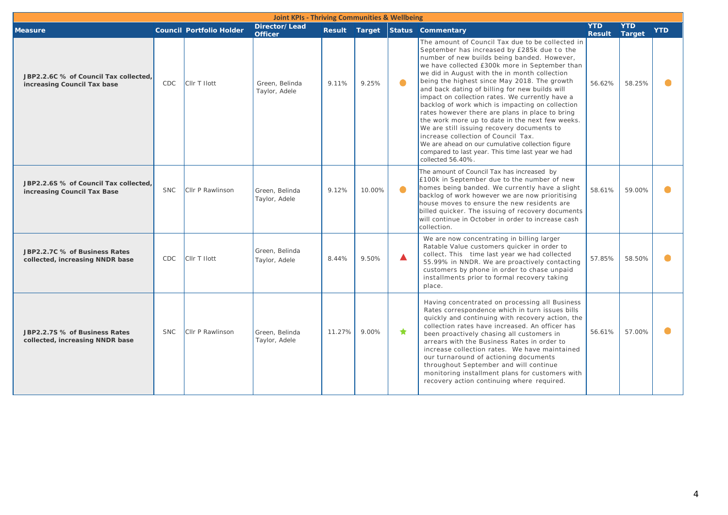## Joint KPIs - Thriving Communities & Wellbeing

| Measure | Council | Portfolio Holder | Director/ Lead Officer | Result | Target | Status | Commentary | YTD Result | YTD Target | YTD |
|---|---|---|---|---|---|---|---|---|---|---|
| JBP2.2.6C % of Council Tax collected, increasing Council Tax base | CDC | Cllr T Ilott | Green, Belinda Taylor, Adele | 9.11% | 9.25% | ● | The amount of Council Tax due to be collected in September has increased by £285k due to the number of new builds being banded. However, we have collected £300k more in September than we did in August with the in month collection being the highest since May 2018. The growth and back dating of billing for new builds will impact on collection rates. We currently have a backlog of work which is impacting on collection rates however there are plans in place to bring the work more up to date in the next few weeks. We are still issuing recovery documents to increase collection of Council Tax. We are ahead on our cumulative collection figure compared to last year. This time last year we had collected 56.40%. | 56.62% | 58.25% | ● |
| JBP2.2.6S % of Council Tax collected, increasing Council Tax Base | SNC | Cllr P Rawlinson | Green, Belinda Taylor, Adele | 9.12% | 10.00% | ● | The amount of Council Tax has increased by £100k in September due to the number of new homes being banded. We currently have a slight backlog of work however we are now prioritising house moves to ensure the new residents are billed quicker. The issuing of recovery documents will continue in October in order to increase cash collection. | 58.61% | 59.00% | ● |
| JBP2.2.7C % of Business Rates collected, increasing NNDR base | CDC | Cllr T Ilott | Green, Belinda Taylor, Adele | 8.44% | 9.50% | ▲ | We are now concentrating in billing larger Ratable Value customers quicker in order to collect. This time last year we had collected 55.99% in NNDR. We are proactively contacting customers by phone in order to chase unpaid installments prior to formal recovery taking place. | 57.85% | 58.50% | ● |
| JBP2.2.7S % of Business Rates collected, increasing NNDR base | SNC | Cllr P Rawlinson | Green, Belinda Taylor, Adele | 11.27% | 9.00% | ★ | Having concentrated on processing all Business Rates correspondence which in turn issues bills quickly and continuing with recovery action, the collection rates have increased. An officer has been proactively chasing all customers in arrears with the Business Rates in order to increase collection rates. We have maintained our turnaround of actioning documents throughout September and will continue monitoring installment plans for customers with recovery action continuing where required. | 56.61% | 57.00% | ● |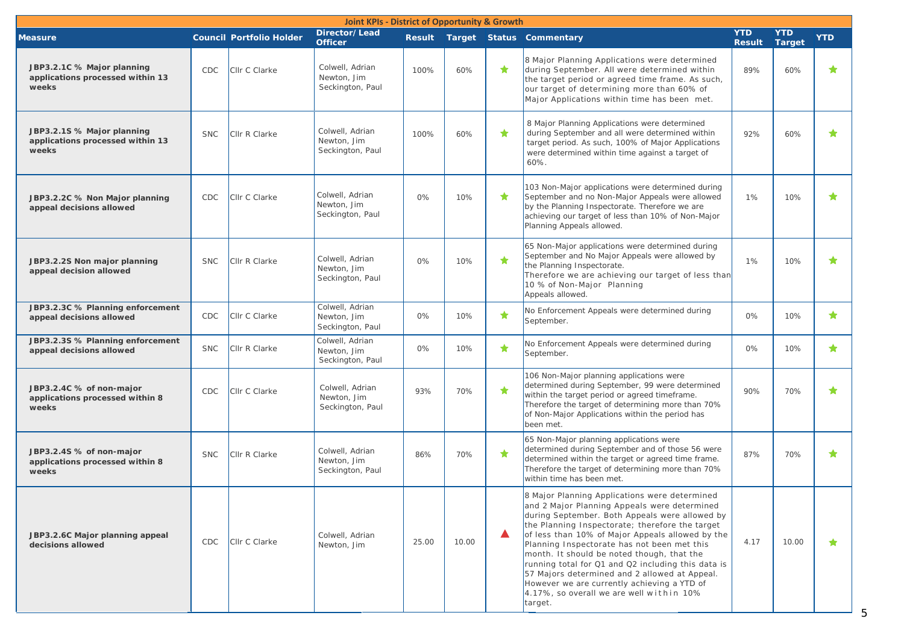| Joint KPIs - District of Opportunity & Growth | | | | | | | | | | |
|---|---|---|---|---|---|---|---|---|---|---|
| **Measure** | **Council** | **Portfolio Holder** | **Director/ Lead Officer** | **Result** | **Target** | **Status** | **Commentary** | **YTD Result** | **YTD Target** | **YTD** |
| **JBP3.2.1C % Major planning applications processed within 13 weeks** | CDC | Cllr C Clarke | Colwell, Adrian Newton, Jim Seckington, Paul | 100% | 60% | ★ | 8 Major Planning Applications were determined during September. All were determined within the target period or agreed time frame. As such, our target of determining more than 60% of Major Applications within time has been met. | 89% | 60% | ★ |
| **JBP3.2.1S % Major planning applications processed within 13 weeks** | SNC | Cllr R Clarke | Colwell, Adrian Newton, Jim Seckington, Paul | 100% | 60% | ★ | 8 Major Planning Applications were determined during September and all were determined within target period. As such, 100% of Major Applications were determined within time against a target of 60%. | 92% | 60% | ★ |
| **JBP3.2.2C % Non Major planning appeal decisions allowed** | CDC | Cllr C Clarke | Colwell, Adrian Newton, Jim Seckington, Paul | 0% | 10% | ★ | 103 Non-Major applications were determined during September and no Non-Major Appeals were allowed by the Planning Inspectorate. Therefore we are achieving our target of less than 10% of Non-Major Planning Appeals allowed. | 1% | 10% | ★ |
| **JBP3.2.2S Non major planning appeal decision allowed** | SNC | Cllr R Clarke | Colwell, Adrian Newton, Jim Seckington, Paul | 0% | 10% | ★ | 65 Non-Major applications were determined during September and No Major Appeals were allowed by the Planning Inspectorate. Therefore we are achieving our target of less than 10 % of Non-Major Planning Appeals allowed. | 1% | 10% | ★ |
| **JBP3.2.3C % Planning enforcement appeal decisions allowed** | CDC | Cllr C Clarke | Colwell, Adrian Newton, Jim Seckington, Paul | 0% | 10% | ★ | No Enforcement Appeals were determined during September. | 0% | 10% | ★ |
| **JBP3.2.3S % Planning enforcement appeal decisions allowed** | SNC | Cllr R Clarke | Colwell, Adrian Newton, Jim Seckington, Paul | 0% | 10% | ★ | No Enforcement Appeals were determined during September. | 0% | 10% | ★ |
| **JBP3.2.4C % of non-major applications processed within 8 weeks** | CDC | Cllr C Clarke | Colwell, Adrian Newton, Jim Seckington, Paul | 93% | 70% | ★ | 106 Non-Major planning applications were determined during September, 99 were determined within the target period or agreed timeframe. Therefore the target of determining more than 70% of Non-Major Applications within the period has been met. | 90% | 70% | ★ |
| **JBP3.2.4S % of non-major applications processed within 8 weeks** | SNC | Cllr R Clarke | Colwell, Adrian Newton, Jim Seckington, Paul | 86% | 70% | ★ | 65 Non-Major planning applications were determined during September and of those 56 were determined within the target or agreed time frame. Therefore the target of determining more than 70% within time has been met. | 87% | 70% | ★ |
| **JBP3.2.6C Major planning appeal decisions allowed** | CDC | Cllr C Clarke | Colwell, Adrian Newton, Jim | 25.00 | 10.00 | ▲ | 8 Major Planning Applications were determined and 2 Major Planning Appeals were determined during September. Both Appeals were allowed by the Planning Inspectorate; therefore the target of less than 10% of Major Appeals allowed by the Planning Inspectorate has not been met this month. It should be noted though, that the running total for Q1 and Q2 including this data is 57 Majors determined and 2 allowed at Appeal. However we are currently achieving a YTD of 4.17%, so overall we are well within 10% target. | 4.17 | 10.00 | ★ |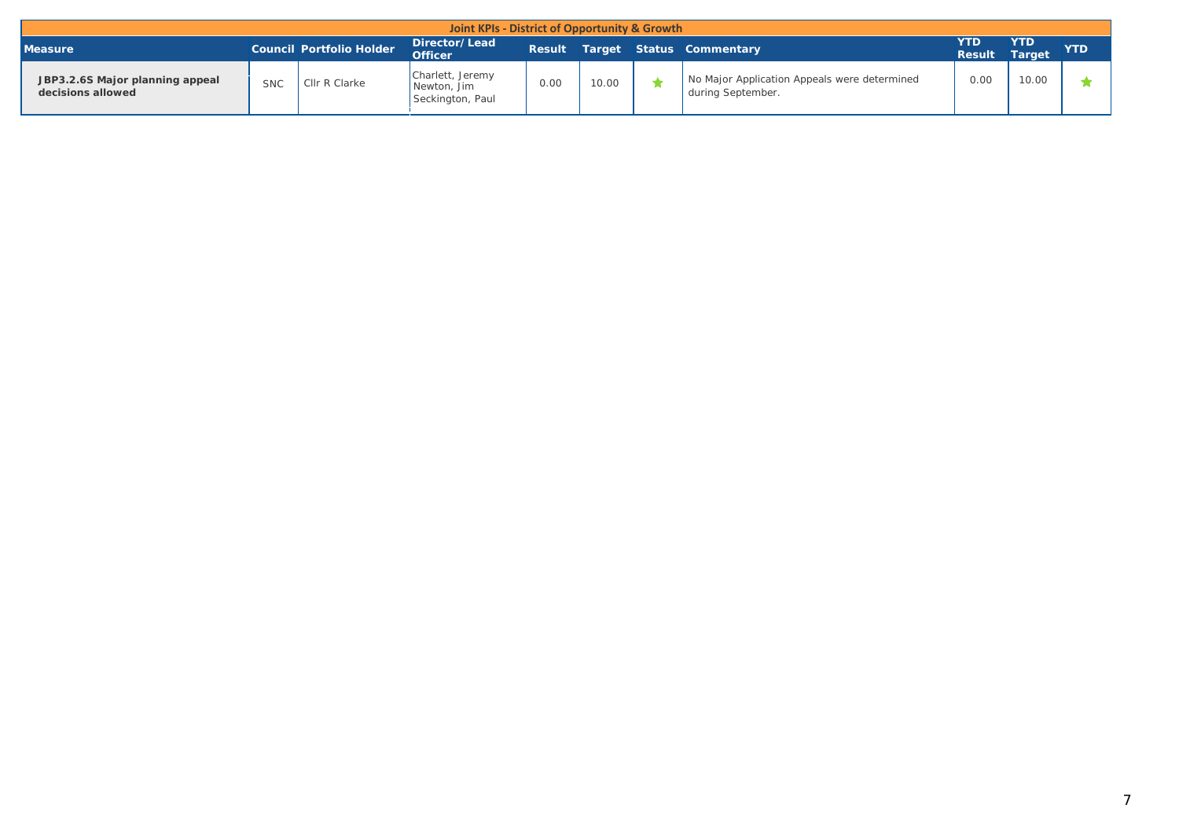## Joint KPIs - District of Opportunity & Growth

| Measure | Council | Portfolio Holder | Director/ Lead Officer | Result | Target | Status | Commentary | YTD Result | YTD Target | YTD |
|---|---|---|---|---|---|---|---|---|---|---|
| **JBP3.2.6S Major planning appeal decisions allowed** | SNC | Cllr R Clarke | Charlett, Jeremy Newton, Jim Seckington, Paul | 0.00 | 10.00 | ★ | No Major Application Appeals were determined during September. | 0.00 | 10.00 | ★ |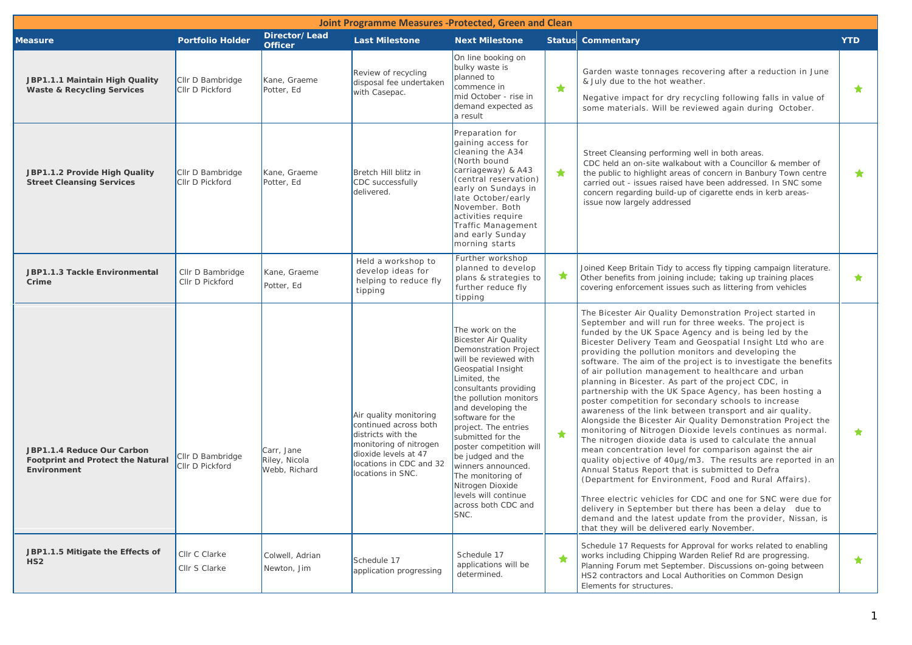## Joint Programme Measures -Protected, Green and Clean

| Measure | Portfolio Holder | Director/ Lead Officer | Last Milestone | Next Milestone | Status | Commentary | YTD |
|---|---|---|---|---|---|---|---|
| **JBP1.1.1 Maintain High Quality Waste & Recycling Services** | Cllr D Bambridge Cllr D Pickford | Kane, Graeme Potter, Ed | Review of recycling disposal fee undertaken with Casepac. | On line booking on bulky waste is planned to commence in mid October - rise in demand expected as a result | ★ | Garden waste tonnages recovering after a reduction in June & July due to the hot weather. Negative impact for dry recycling following falls in value of some materials. Will be reviewed again during October. | ★ |
| **JBP1.1.2 Provide High Quality Street Cleansing Services** | Cllr D Bambridge Cllr D Pickford | Kane, Graeme Potter, Ed | Bretch Hill blitz in CDC successfully delivered. | Preparation for gaining access for cleaning the A34 (North bound carriageway) & A43 (central reservation) early on Sundays in late October/early November. Both activities require Traffic Management and early Sunday morning starts | ★ | Street Cleansing performing well in both areas. CDC held an on-site walkabout with a Councillor & member of the public to highlight areas of concern in Banbury Town centre carried out - issues raised have been addressed. In SNC some concern regarding build-up of cigarette ends in kerb areas- issue now largely addressed | ★ |
| **JBP1.1.3 Tackle Environmental Crime** | Cllr D Bambridge Cllr D Pickford | Kane, Graeme Potter, Ed | Held a workshop to develop ideas for helping to reduce fly tipping | Further workshop planned to develop plans & strategies to further reduce fly tipping | ★ | Joined Keep Britain Tidy to access fly tipping campaign literature. Other benefits from joining include; taking up training places covering enforcement issues such as littering from vehicles | ★ |
| **JBP1.1.4 Reduce Our Carbon Footprint and Protect the Natural Environment** | Cllr D Bambridge Cllr D Pickford | Carr, Jane Riley, Nicola Webb, Richard | Air quality monitoring continued across both districts with the monitoring of nitrogen dioxide levels at 47 locations in CDC and 32 locations in SNC. | The work on the Bicester Air Quality Demonstration Project will be reviewed with Geospatial Insight Limited, the consultants providing the pollution monitors and developing the software for the project. The entries submitted for the poster competition will be judged and the winners announced. The monitoring of Nitrogen Dioxide levels will continue across both CDC and SNC. | ★ | The Bicester Air Quality Demonstration Project started in September and will run for three weeks. The project is funded by the UK Space Agency and is being led by the Bicester Delivery Team and Geospatial Insight Ltd who are providing the pollution monitors and developing the software. The aim of the project is to investigate the benefits of air pollution management to healthcare and urban planning in Bicester. As part of the project CDC, in partnership with the UK Space Agency, has been hosting a poster competition for secondary schools to increase awareness of the link between transport and air quality. Alongside the Bicester Air Quality Demonstration Project the monitoring of Nitrogen Dioxide levels continues as normal. The nitrogen dioxide data is used to calculate the annual mean concentration level for comparison against the air quality objective of 40µg/m3. The results are reported in an Annual Status Report that is submitted to Defra (Department for Environment, Food and Rural Affairs).<br><br>Three electric vehicles for CDC and one for SNC were due for delivery in September but there has been a delay due to demand and the latest update from the provider, Nissan, is that they will be delivered early November. | ★ |
| **JBP1.1.5 Mitigate the Effects of HS2** | Cllr C Clarke Cllr S Clarke | Colwell, Adrian Newton, Jim | Schedule 17 application progressing | Schedule 17 applications will be determined. | ★ | Schedule 17 Requests for Approval for works related to enabling works including Chipping Warden Relief Rd are progressing. Planning Forum met September. Discussions on-going between HS2 contractors and Local Authorities on Common Design Elements for structures. | ★ |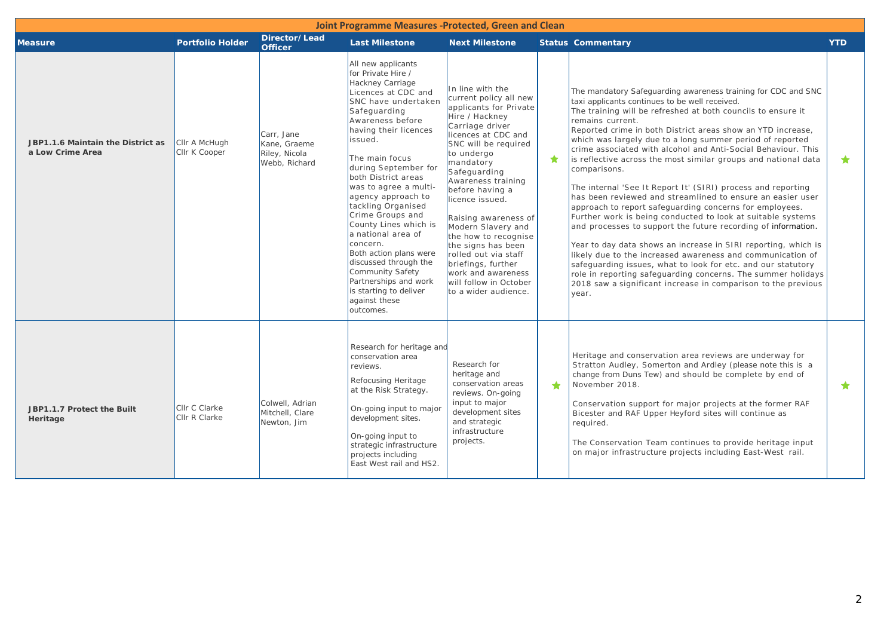| Joint Programme Measures -Protected, Green and Clean | | | | | | | |
|---|---|---|---|---|---|---|---|
| **Measure** | **Portfolio Holder** | **Director/ Lead Officer** | **Last Milestone** | **Next Milestone** | **Status** | **Commentary** | **YTD** |
| **JBP1.1.6 Maintain the District as a Low Crime Area** | Cllr A McHugh<br>Cllr K Cooper | Carr, Jane<br>Kane, Graeme<br>Riley, Nicola<br>Webb, Richard | All new applicants for Private Hire / Hackney Carriage Licences at CDC and SNC have undertaken Safeguarding Awareness before having their licences issued.<br><br>The main focus during September for both District areas was to agree a multi-agency approach to tackling Organised Crime Groups and County Lines which is a national area of concern.<br>Both action plans were discussed through the Community Safety Partnerships and work is starting to deliver against these outcomes. | In line with the current policy all new applicants for Private Hire / Hackney Carriage driver licences at CDC and SNC will be required to undergo mandatory Safeguarding Awareness training before having a licence issued.<br><br>Raising awareness of Modern Slavery and the how to recognise the signs has been rolled out via staff briefings, further work and awareness will follow in October to a wider audience. | ★ | The mandatory Safeguarding awareness training for CDC and SNC taxi applicants continues to be well received.<br>The training will be refreshed at both councils to ensure it remains current.<br>Reported crime in both District areas show an YTD increase, which was largely due to a long summer period of reported crime associated with alcohol and Anti-Social Behaviour. This is reflective across the most similar groups and national data comparisons.<br><br>The internal 'See It Report It' (SIRI) process and reporting has been reviewed and streamlined to ensure an easier user approach to report safeguarding concerns for employees. Further work is being conducted to look at suitable systems and processes to support the future recording of information.<br><br>Year to day data shows an increase in SIRI reporting, which is likely due to the increased awareness and communication of safeguarding issues, what to look for etc. and our statutory role in reporting safeguarding concerns. The summer holidays 2018 saw a significant increase in comparison to the previous year. | ★ |
| **JBP1.1.7 Protect the Built Heritage** | Cllr C Clarke<br>Cllr R Clarke | Colwell, Adrian<br>Mitchell, Clare<br>Newton, Jim | Research for heritage and conservation area reviews.<br><br>Refocusing Heritage at the Risk Strategy.<br><br>On-going input to major development sites.<br><br>On-going input to strategic infrastructure projects including East West rail and HS2. | Research for heritage and conservation areas reviews. On-going input to major development sites and strategic infrastructure projects. | ★ | Heritage and conservation area reviews are underway for Stratton Audley, Somerton and Ardley (please note this is a change from Duns Tew) and should be complete by end of November 2018.<br><br>Conservation support for major projects at the former RAF Bicester and RAF Upper Heyford sites will continue as required.<br><br>The Conservation Team continues to provide heritage input on major infrastructure projects including East-West rail. | ★ |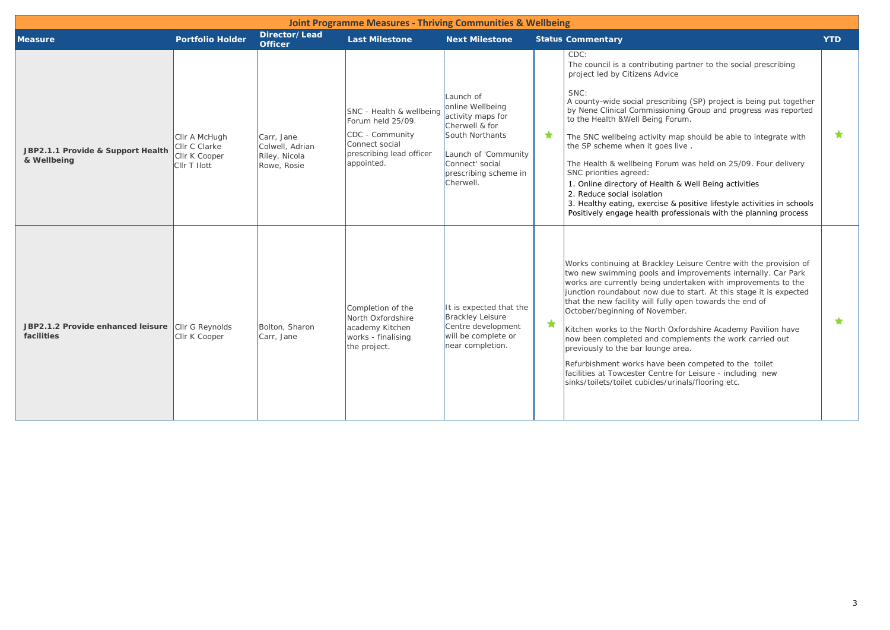| Joint Programme Measures - Thriving Communities & Wellbeing | | | | | | | |
|---|---|---|---|---|---|---|---|
| **Measure** | **Portfolio Holder** | **Director/Lead Officer** | **Last Milestone** | **Next Milestone** | **Status** | **Commentary** | **YTD** |
| **JBP2.1.1 Provide & Support Health & Wellbeing** | Cllr A McHugh<br>Cllr C Clarke<br>Cllr K Cooper<br>Cllr T Ilott | Carr, Jane<br>Colwell, Adrian<br>Riley, Nicola<br>Rowe, Rosie | SNC - Health & wellbeing Forum held 25/09.<br>CDC - Community Connect social prescribing lead officer appointed. | Launch of online Wellbeing activity maps for Cherwell & for South Northants<br>Launch of 'Community Connect' social prescribing scheme in Cherwell. | ★ | CDC:<br>The council is a contributing partner to the social prescribing project led by Citizens Advice<br>SNC:<br>A county-wide social prescribing (SP) project is being put together by Nene Clinical Commissioning Group and progress was reported to the Health &Well Being Forum.<br>The SNC wellbeing activity map should be able to integrate with the SP scheme when it goes live .<br>The Health & wellbeing Forum was held on 25/09. Four delivery SNC priorities agreed:<br>1. Online directory of Health & Well Being activities<br>2. Reduce social isolation<br>3. Healthy eating, exercise & positive lifestyle activities in schools<br>Positively engage health professionals with the planning process | ★ |
| **JBP2.1.2 Provide enhanced leisure facilities** | Cllr G Reynolds<br>Cllr K Cooper | Bolton, Sharon<br>Carr, Jane | Completion of the North Oxfordshire academy Kitchen works - finalising the project. | It is expected that the Brackley Leisure Centre development will be complete or near completion. | ★ | Works continuing at Brackley Leisure Centre with the provision of two new swimming pools and improvements internally. Car Park works are currently being undertaken with improvements to the junction roundabout now due to start. At this stage it is expected that the new facility will fully open towards the end of October/beginning of November.<br>Kitchen works to the North Oxfordshire Academy Pavilion have now been completed and complements the work carried out previously to the bar lounge area.<br>Refurbishment works have been competed to the toilet facilities at Towcester Centre for Leisure - including new sinks/toilets/toilet cubicles/urinals/flooring etc. | ★ |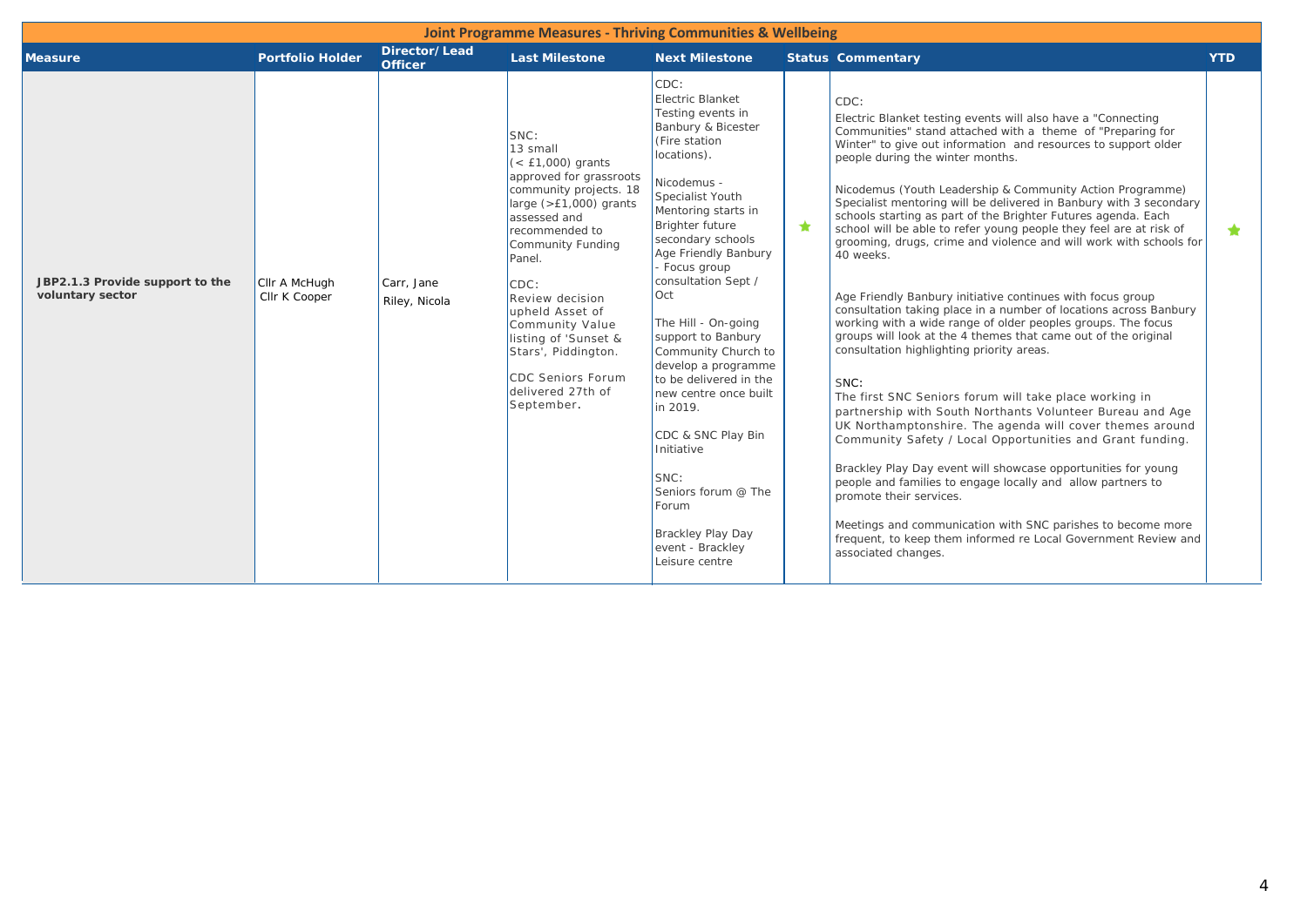## Joint Programme Measures - Thriving Communities & Wellbeing

| Measure | Portfolio Holder | Director/ Lead Officer | Last Milestone | Next Milestone | Status | Commentary | YTD |
|---|---|---|---|---|---|---|---|
| **JBP2.1.3 Provide support to the voluntary sector** | Cllr A McHugh<br>Cllr K Cooper | Carr, Jane<br>Riley, Nicola | SNC:<br>13 small (< £1,000) grants approved for grassroots community projects. 18 large (>£1,000) grants assessed and recommended to Community Funding Panel.<br><br>CDC:<br>Review decision upheld Asset of Community Value listing of 'Sunset & Stars', Piddington.<br><br>CDC Seniors Forum delivered 27th of September. | CDC:<br>Electric Blanket Testing events in Banbury & Bicester (Fire station locations).<br><br>Nicodemus - Specialist Youth Mentoring starts in Brighter future secondary schools<br>Age Friendly Banbury - Focus group consultation Sept / Oct<br><br>The Hill - On-going support to Banbury Community Church to develop a programme to be delivered in the new centre once built in 2019.<br><br>CDC & SNC Play Bin Initiative<br><br>SNC:<br>Seniors forum @ The Forum<br><br>Brackley Play Day event - Brackley Leisure centre | ★ | CDC:<br>Electric Blanket testing events will also have a "Connecting Communities" stand attached with a theme of "Preparing for Winter" to give out information and resources to support older people during the winter months.<br><br>Nicodemus (Youth Leadership & Community Action Programme) Specialist mentoring will be delivered in Banbury with 3 secondary schools starting as part of the Brighter Futures agenda. Each school will be able to refer young people they feel are at risk of grooming, drugs, crime and violence and will work with schools for 40 weeks.<br><br>Age Friendly Banbury initiative continues with focus group consultation taking place in a number of locations across Banbury working with a wide range of older peoples groups. The focus groups will look at the 4 themes that came out of the original consultation highlighting priority areas.<br><br>SNC:<br>The first SNC Seniors forum will take place working in partnership with South Northants Volunteer Bureau and Age UK Northamptonshire. The agenda will cover themes around Community Safety / Local Opportunities and Grant funding.<br><br>Brackley Play Day event will showcase opportunities for young people and families to engage locally and allow partners to promote their services.<br><br>Meetings and communication with SNC parishes to become more frequent, to keep them informed re Local Government Review and associated changes. | ★ |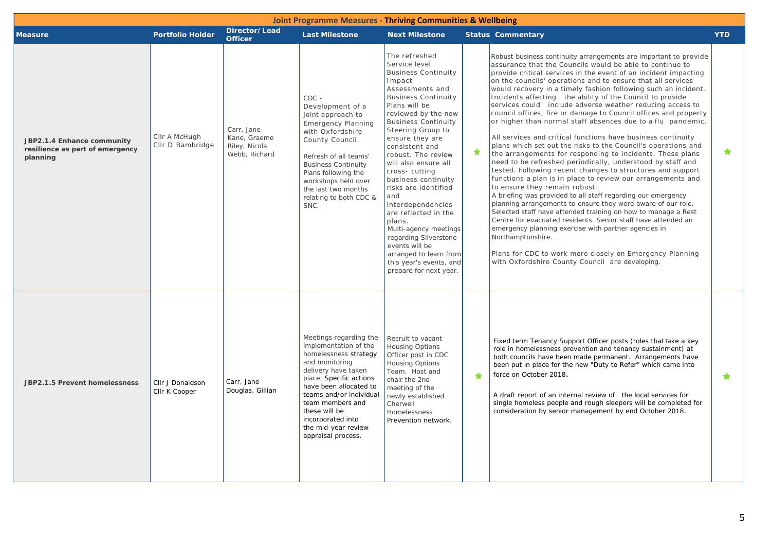## Joint Programme Measures - Thriving Communities & Wellbeing

| Measure | Portfolio Holder | Director/ Lead Officer | Last Milestone | Next Milestone | Status | Commentary | YTD |
|---|---|---|---|---|---|---|---|
| **JBP2.1.4 Enhance community resilience as part of emergency planning** | Cllr A McHugh Cllr D Bambridge | Carr, Jane Kane, Graeme Riley, Nicola Webb, Richard | CDC - Development of a joint approach to Emergency Planning with Oxfordshire County Council.<br><br>Refresh of all teams' Business Continuity Plans following the workshops held over the last two months relating to both CDC & SNC. | The refreshed Service level Business Continuity Impact Assessments and Business Continuity Plans will be reviewed by the new Business Continuity Steering Group to ensure they are consistent and robust. The review will also ensure all cross- cutting business continuity risks are identified and interdependencies are reflected in the plans.<br>Multi-agency meetings regarding Silverstone events will be arranged to learn from this year's events, and prepare for next year. | ★ | Robust business continuity arrangements are important to provide assurance that the Councils would be able to continue to provide critical services in the event of an incident impacting on the councils' operations and to ensure that all services would recovery in a timely fashion following such an incident. Incidents affecting the ability of the Council to provide services could include adverse weather reducing access to council offices, fire or damage to Council offices and property or higher than normal staff absences due to a flu pandemic.<br><br>All services and critical functions have business continuity plans which set out the risks to the Council's operations and the arrangements for responding to incidents. These plans need to be refreshed periodically, understood by staff and tested. Following recent changes to structures and support functions a plan is in place to review our arrangements and to ensure they remain robust.<br>A briefing was provided to all staff regarding our emergency planning arrangements to ensure they were aware of our role. Selected staff have attended training on how to manage a Rest Centre for evacuated residents. Senior staff have attended an emergency planning exercise with partner agencies in Northamptonshire.<br><br>Plans for CDC to work more closely on Emergency Planning with Oxfordshire County Council are developing. | ★ |
| **JBP2.1.5 Prevent homelessness** | Cllr J Donaldson Cllr K Cooper | Carr, Jane Douglas, Gillian | Meetings regarding the implementation of the homelessness strategy and monitoring delivery have taken place. Specific actions have been allocated to teams and/or individual team members and these will be incorporated into the mid-year review appraisal process. | Recruit to vacant Housing Options Officer post in CDC Housing Options Team. Host and chair the 2nd meeting of the newly established Cherwell Homelessness Prevention network. | ★ | Fixed term Tenancy Support Officer posts (roles that take a key role in homelessness prevention and tenancy sustainment) at both councils have been made permanent. Arrangements have been put in place for the new "Duty to Refer" which came into force on October 2018.<br><br>A draft report of an internal review of the local services for single homeless people and rough sleepers will be completed for consideration by senior management by end October 2018. | ★ |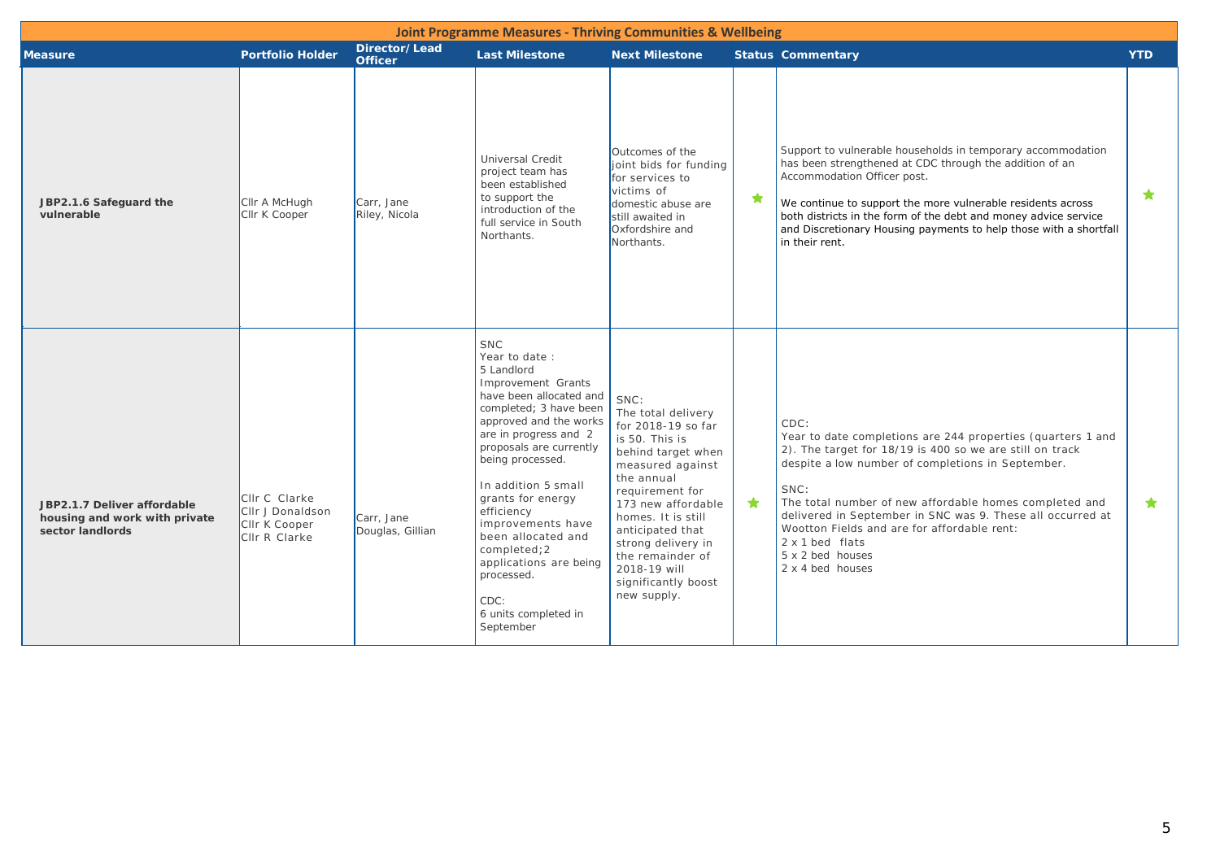| Joint Programme Measures - Thriving Communities & Wellbeing | | | | | | | |
|---|---|---|---|---|---|---|---|
| **Measure** | **Portfolio Holder** | **Director/Lead Officer** | **Last Milestone** | **Next Milestone** | **Status** | **Commentary** | **YTD** |
| **JBP2.1.6 Safeguard the vulnerable** | Cllr A McHugh<br>Cllr K Cooper | Carr, Jane<br>Riley, Nicola | Universal Credit project team has been established to support the introduction of the full service in South Northants. | Outcomes of the joint bids for funding for services to victims of domestic abuse are still awaited in Oxfordshire and Northants. | ★ | Support to vulnerable households in temporary accommodation has been strengthened at CDC through the addition of an Accommodation Officer post.<br><br>We continue to support the more vulnerable residents across both districts in the form of the debt and money advice service and Discretionary Housing payments to help those with a shortfall in their rent. | ★ |
| **JBP2.1.7 Deliver affordable housing and work with private sector landlords** | Cllr C Clarke<br>Cllr J Donaldson<br>Cllr K Cooper<br>Cllr R Clarke | Carr, Jane<br>Douglas, Gillian | SNC<br>Year to date :<br>5 Landlord Improvement Grants have been allocated and completed; 3 have been approved and the works are in progress and 2 proposals are currently being processed.<br><br>In addition 5 small grants for energy efficiency improvements have been allocated and completed;2 applications are being processed.<br><br>CDC:<br>6 units completed in September | SNC:<br>The total delivery for 2018-19 so far is 50. This is behind target when measured against the annual requirement for 173 new affordable homes. It is still anticipated that strong delivery in the remainder of 2018-19 will significantly boost new supply. | ★ | CDC:<br>Year to date completions are 244 properties (quarters 1 and 2). The target for 18/19 is 400 so we are still on track despite a low number of completions in September.<br><br>SNC:<br>The total number of new affordable homes completed and delivered in September in SNC was 9. These all occurred at Wootton Fields and are for affordable rent:<br>2 x 1 bed flats<br>5 x 2 bed houses<br>2 x 4 bed houses | ★ |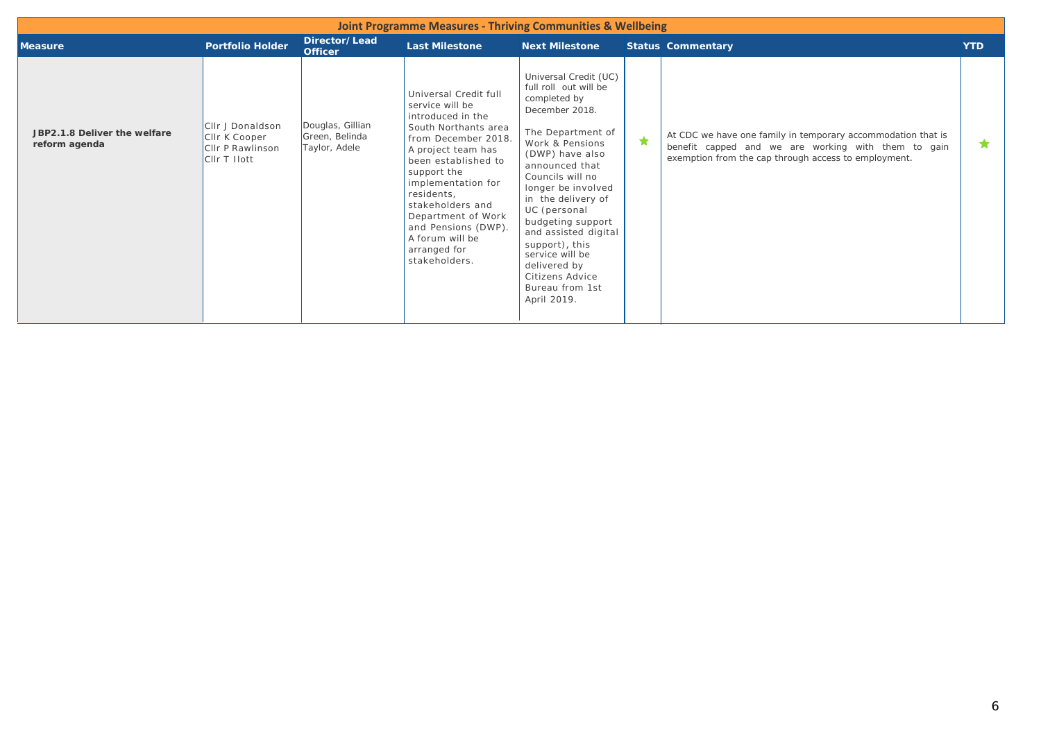| Joint Programme Measures - Thriving Communities & Wellbeing | | | | | | | |
|---|---|---|---|---|---|---|---|
| **Measure** | **Portfolio Holder** | **Director/Lead Officer** | **Last Milestone** | **Next Milestone** | **Status** | **Commentary** | **YTD** |
| **JBP2.1.8 Deliver the welfare reform agenda** | Cllr J Donaldson<br>Cllr K Cooper<br>Cllr P Rawlinson<br>Cllr T Ilott | Douglas, Gillian<br>Green, Belinda<br>Taylor, Adele | Universal Credit full service will be introduced in the South Northants area from December 2018. A project team has been established to support the implementation for residents, stakeholders and Department of Work and Pensions (DWP). A forum will be arranged for stakeholders. | Universal Credit (UC) full roll out will be completed by December 2018.<br><br>The Department of Work & Pensions (DWP) have also announced that Councils will no longer be involved in the delivery of UC (personal budgeting support and assisted digital support), this service will be delivered by Citizens Advice Bureau from 1st April 2019. | ★ | At CDC we have one family in temporary accommodation that is benefit capped and we are working with them to gain exemption from the cap through access to employment. | ★ |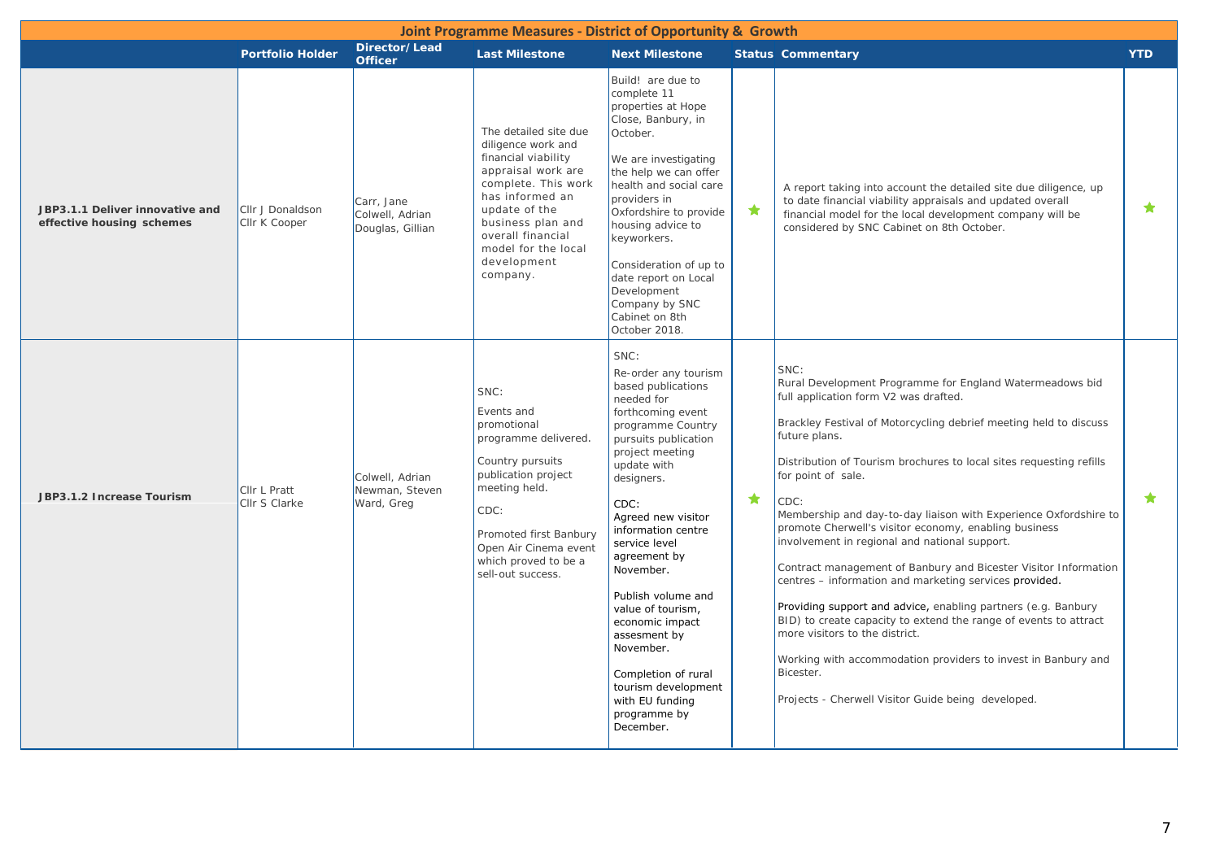## Joint Programme Measures - District of Opportunity & Growth

| | Portfolio Holder | Director/Lead Officer | Last Milestone | Next Milestone | Status | Commentary | YTD |
|---|---|---|---|---|---|---|---|
| **JBP3.1.1 Deliver innovative and effective housing schemes** | Cllr J Donaldson<br>Cllr K Cooper | Carr, Jane<br>Colwell, Adrian<br>Douglas, Gillian | The detailed site due diligence work and financial viability appraisal work are complete. This work has informed an update of the business plan and overall financial model for the local development company. | Build! are due to complete 11 properties at Hope Close, Banbury, in October.<br><br>We are investigating the help we can offer health and social care providers in Oxfordshire to provide housing advice to keyworkers.<br><br>Consideration of up to date report on Local Development Company by SNC Cabinet on 8th October 2018. | ★ | A report taking into account the detailed site due diligence, up to date financial viability appraisals and updated overall financial model for the local development company will be considered by SNC Cabinet on 8th October. | ★ |
| **JBP3.1.2 Increase Tourism** | Cllr L Pratt<br>Cllr S Clarke | Colwell, Adrian<br>Newman, Steven<br>Ward, Greg | SNC:<br>Events and promotional programme delivered.<br>Country pursuits publication project meeting held.<br>CDC:<br>Promoted first Banbury Open Air Cinema event which proved to be a sell-out success. | SNC:<br>Re-order any tourism based publications needed for forthcoming event programme Country pursuits publication project meeting update with designers.<br><br>CDC:<br>Agreed new visitor information centre service level agreement by November.<br><br>Publish volume and value of tourism, economic impact assesment by November.<br><br>Completion of rural tourism development with EU funding programme by December. | ★ | SNC:<br>Rural Development Programme for England Watermeadows bid full application form V2 was drafted.<br><br>Brackley Festival of Motorcycling debrief meeting held to discuss future plans.<br><br>Distribution of Tourism brochures to local sites requesting refills for point of sale.<br><br>CDC:<br>Membership and day-to-day liaison with Experience Oxfordshire to promote Cherwell's visitor economy, enabling business involvement in regional and national support.<br><br>Contract management of Banbury and Bicester Visitor Information centres – information and marketing services provided.<br><br>Providing support and advice, enabling partners (e.g. Banbury BID) to create capacity to extend the range of events to attract more visitors to the district.<br><br>Working with accommodation providers to invest in Banbury and Bicester.<br><br>Projects - Cherwell Visitor Guide being developed. | ★ |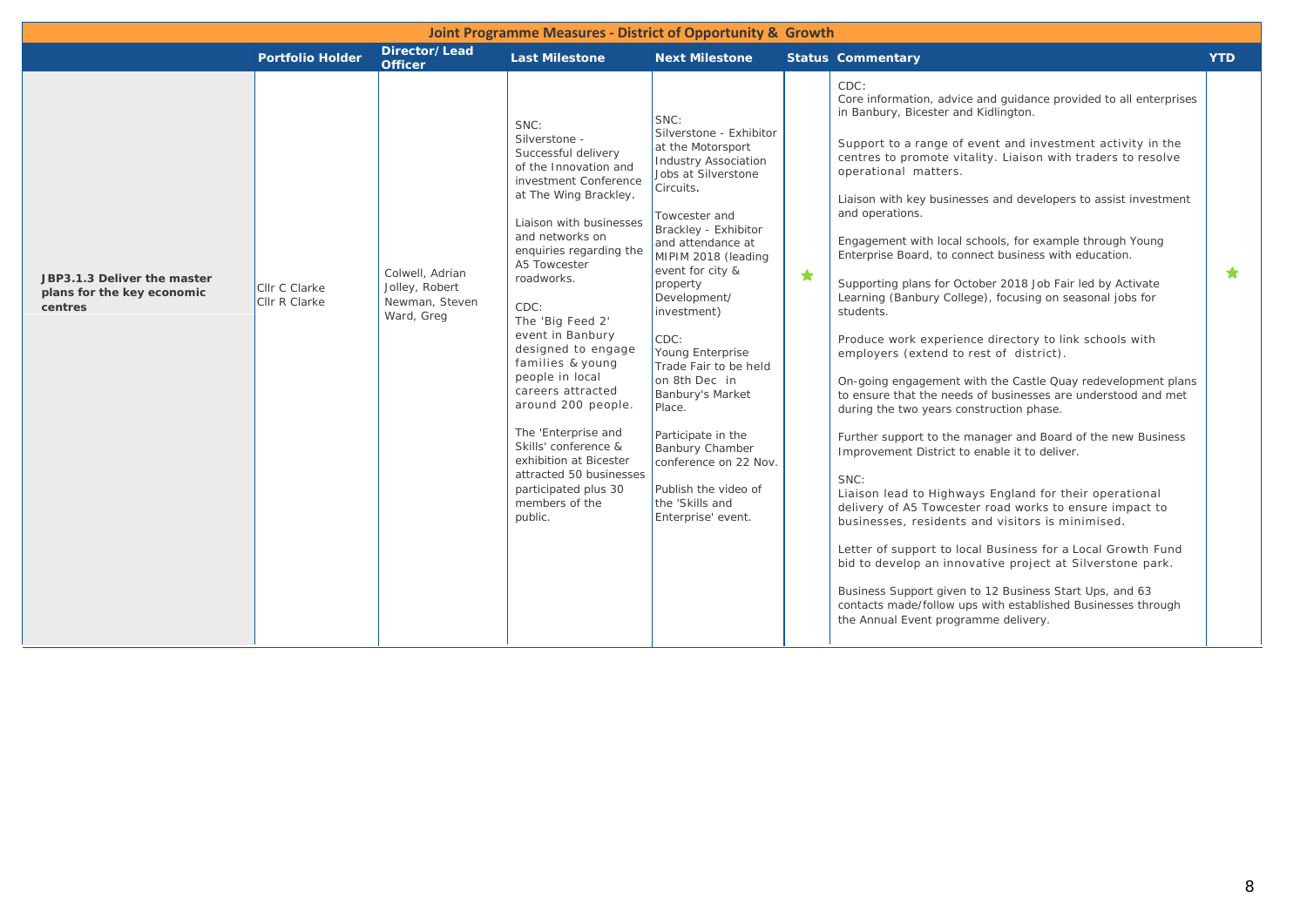## Joint Programme Measures - District of Opportunity & Growth

| | Portfolio Holder | Director/Lead Officer | Last Milestone | Next Milestone | Status | Commentary | YTD |
|---|---|---|---|---|---|---|---|
| **JBP3.1.3 Deliver the master plans for the key economic centres** | Cllr C Clarke<br>Cllr R Clarke | Colwell, Adrian<br>Jolley, Robert<br>Newman, Steven<br>Ward, Greg | SNC:<br>Silverstone - Successful delivery of the Innovation and investment Conference at The Wing Brackley.<br><br>Liaison with businesses and networks on enquiries regarding the A5 Towcester roadworks.<br><br>CDC:<br>The 'Big Feed 2' event in Banbury designed to engage families & young people in local careers attracted around 200 people.<br><br>The 'Enterprise and Skills' conference & exhibition at Bicester attracted 50 businesses participated plus 30 members of the public. | SNC:<br>Silverstone - Exhibitor at the Motorsport Industry Association Jobs at Silverstone Circuits.<br><br>Towcester and Brackley - Exhibitor and attendance at MIPIM 2018 (leading event for city & property Development/ investment)<br><br>CDC:<br>Young Enterprise Trade Fair to be held on 8th Dec in Banbury's Market Place.<br><br>Participate in the Banbury Chamber conference on 22 Nov.<br><br>Publish the video of the 'Skills and Enterprise' event. | ★ | CDC:<br>Core information, advice and guidance provided to all enterprises in Banbury, Bicester and Kidlington.<br><br>Support to a range of event and investment activity in the centres to promote vitality. Liaison with traders to resolve operational matters.<br><br>Liaison with key businesses and developers to assist investment and operations.<br><br>Engagement with local schools, for example through Young Enterprise Board, to connect business with education.<br><br>Supporting plans for October 2018 Job Fair led by Activate Learning (Banbury College), focusing on seasonal jobs for students.<br><br>Produce work experience directory to link schools with employers (extend to rest of district).<br><br>On-going engagement with the Castle Quay redevelopment plans to ensure that the needs of businesses are understood and met during the two years construction phase.<br><br>Further support to the manager and Board of the new Business Improvement District to enable it to deliver.<br><br>SNC:<br>Liaison lead to Highways England for their operational delivery of A5 Towcester road works to ensure impact to businesses, residents and visitors is minimised.<br><br>Letter of support to local Business for a Local Growth Fund bid to develop an innovative project at Silverstone park.<br><br>Business Support given to 12 Business Start Ups, and 63 contacts made/follow ups with established Businesses through the Annual Event programme delivery. | ★ |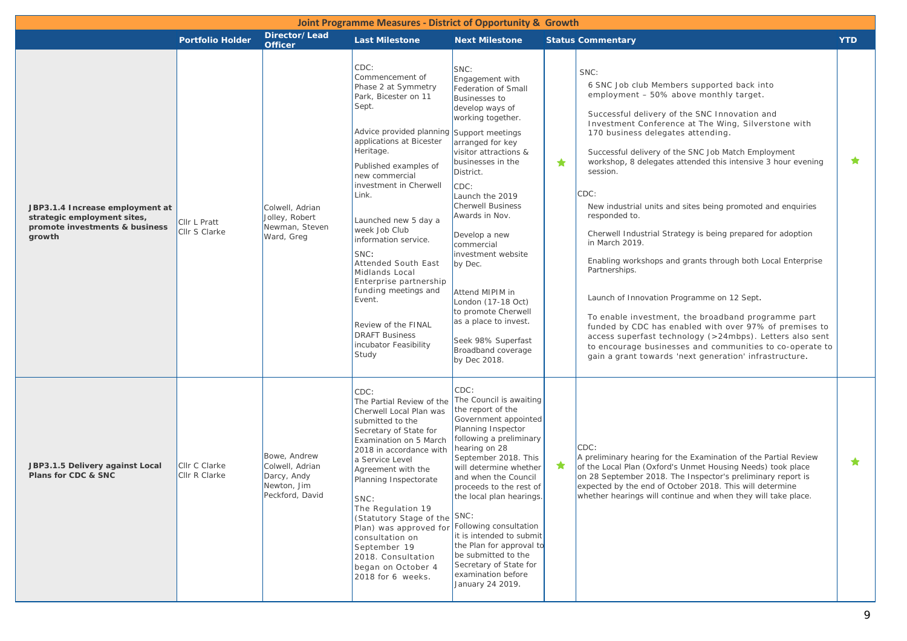| Joint Programme Measures - District of Opportunity & Growth | | | | | | | |
|---|---|---|---|---|---|---|---|
| | **Portfolio Holder** | **Director/ Lead Officer** | **Last Milestone** | **Next Milestone** | **Status** | **Commentary** | **YTD** |
| **JBP3.1.4 Increase employment at strategic employment sites, promote investments & business growth** | Cllr L Pratt<br>Cllr S Clarke | Colwell, Adrian<br>Jolley, Robert<br>Newman, Steven<br>Ward, Greg | CDC:<br>Commencement of Phase 2 at Symmetry Park, Bicester on 11 Sept.<br><br>Advice provided planning applications at Bicester Heritage.<br><br>Published examples of new commercial investment in Cherwell Link.<br><br>Launched new 5 day a week Job Club information service.<br><br>SNC:<br>Attended South East Midlands Local Enterprise partnership funding meetings and Event.<br><br>Review of the FINAL DRAFT Business incubator Feasibility Study | SNC:<br>Engagement with Federation of Small Businesses to develop ways of working together.<br><br>Support meetings arranged for key visitor attractions & businesses in the District.<br><br>CDC:<br>Launch the 2019 Cherwell Business Awards in Nov.<br><br>Develop a new commercial investment website by Dec.<br><br>Attend MIPIM in London (17-18 Oct) to promote Cherwell as a place to invest.<br><br>Seek 98% Superfast Broadband coverage by Dec 2018. | ★ | SNC:<br>6 SNC Job club Members supported back into employment – 50% above monthly target.<br><br>Successful delivery of the SNC Innovation and Investment Conference at The Wing, Silverstone with 170 business delegates attending.<br><br>Successful delivery of the SNC Job Match Employment workshop, 8 delegates attended this intensive 3 hour evening session.<br><br>CDC:<br>New industrial units and sites being promoted and enquiries responded to.<br><br>Cherwell Industrial Strategy is being prepared for adoption in March 2019.<br><br>Enabling workshops and grants through both Local Enterprise Partnerships.<br><br>Launch of Innovation Programme on 12 Sept.<br><br>To enable investment, the broadband programme part funded by CDC has enabled with over 97% of premises to access superfast technology (>24mbps). Letters also sent to encourage businesses and communities to co-operate to gain a grant towards 'next generation' infrastructure. | ★ |
| **JBP3.1.5 Delivery against Local Plans for CDC & SNC** | Cllr C Clarke<br>Cllr R Clarke | Bowe, Andrew<br>Colwell, Adrian<br>Darcy, Andy<br>Newton, Jim<br>Peckford, David | CDC:<br>The Partial Review of the Cherwell Local Plan was submitted to the Secretary of State for Examination on 5 March 2018 in accordance with a Service Level Agreement with the Planning Inspectorate<br><br>SNC:<br>The Regulation 19 (Statutory Stage of the Plan) was approved for consultation on September 19 2018. Consultation began on October 4 2018 for 6 weeks. | CDC:<br>The Council is awaiting the report of the Government appointed Planning Inspector following a preliminary hearing on 28 September 2018. This will determine whether and when the Council proceeds to the rest of the local plan hearings.<br><br>SNC:<br>Following consultation it is intended to submit the Plan for approval to be submitted to the Secretary of State for examination before January 24 2019. | ★ | CDC:<br>A preliminary hearing for the Examination of the Partial Review of the Local Plan (Oxford's Unmet Housing Needs) took place on 28 September 2018. The Inspector's preliminary report is expected by the end of October 2018. This will determine whether hearings will continue and when they will take place. | ★ |